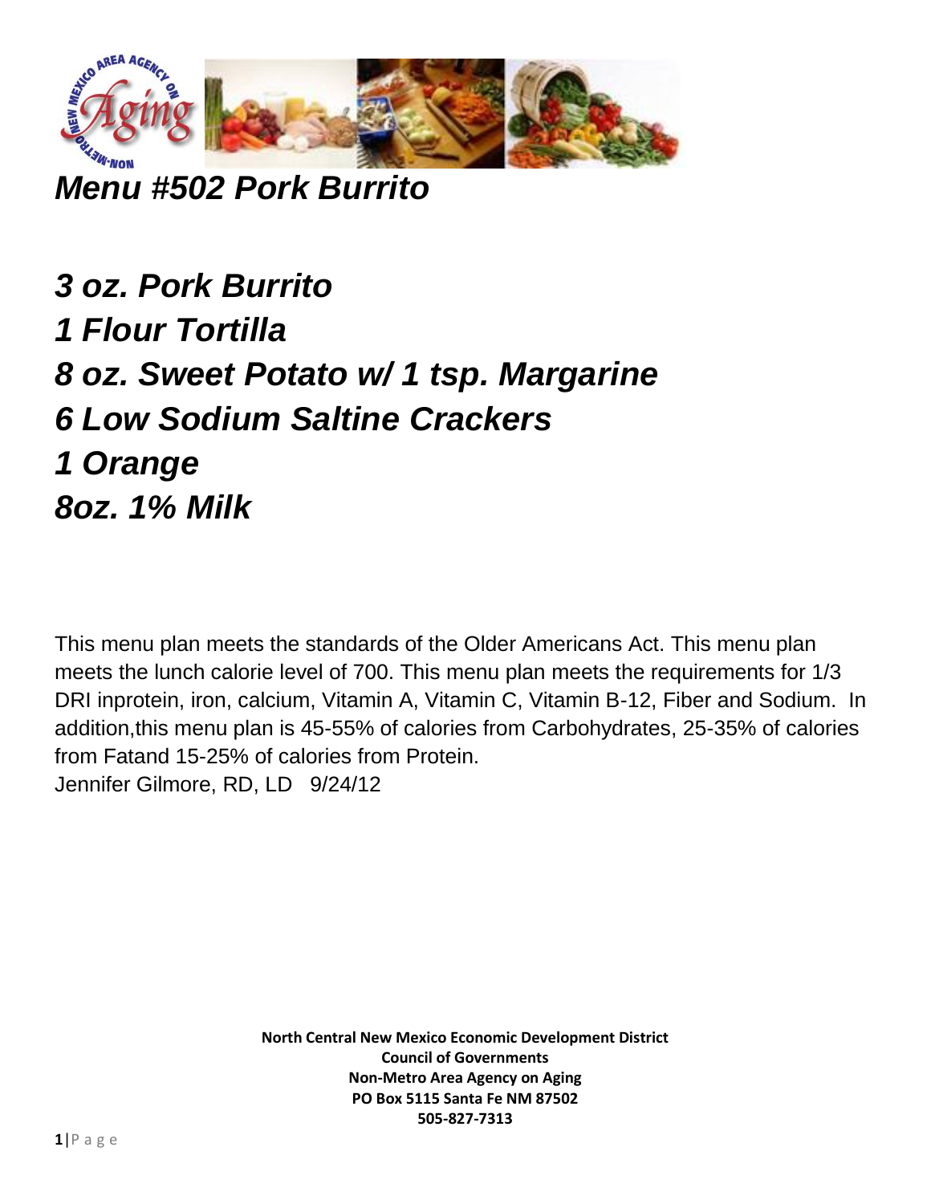# *Menu #502 Pork Burrito*

***3 oz. Pork Burrito***
***1 Flour Tortilla***
***8 oz. Sweet Potato w/ 1 tsp. Margarine***
***6 Low Sodium Saltine Crackers***
***1 Orange***
***8oz. 1% Milk***

This menu plan meets the standards of the Older Americans Act. This menu plan meets the lunch calorie level of 700. This menu plan meets the requirements for 1/3 DRI inprotein, iron, calcium, Vitamin A, Vitamin C, Vitamin B-12, Fiber and Sodium. In addition,this menu plan is 45-55% of calories from Carbohydrates, 25-35% of calories from Fatand 15-25% of calories from Protein.
Jennifer Gilmore, RD, LD 9/24/12

**North Central New Mexico Economic Development District**
**Council of Governments**
**Non-Metro Area Agency on Aging**
**PO Box 5115 Santa Fe NM 87502**
**505-827-7313**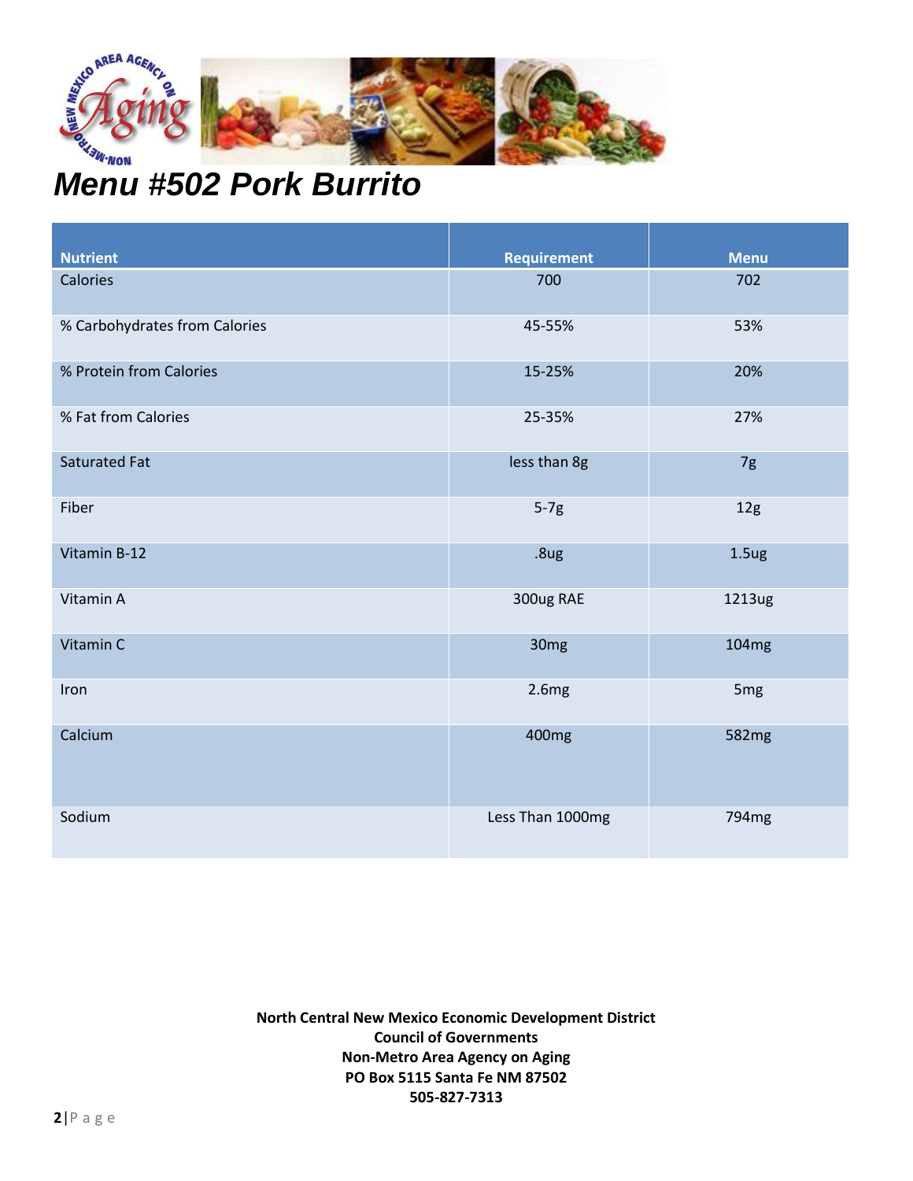# Menu #502 Pork Burrito

| Nutrient | Requirement | Menu |
| --- | --- | --- |
| Calories | 700 | 702 |
| % Carbohydrates from Calories | 45-55% | 53% |
| % Protein from Calories | 15-25% | 20% |
| % Fat from Calories | 25-35% | 27% |
| Saturated Fat | less than 8g | 7g |
| Fiber | 5-7g | 12g |
| Vitamin B-12 | .8ug | 1.5ug |
| Vitamin A | 300ug RAE | 1213ug |
| Vitamin C | 30mg | 104mg |
| Iron | 2.6mg | 5mg |
| Calcium | 400mg | 582mg |
| Sodium | Less Than 1000mg | 794mg |

**North Central New Mexico Economic Development District**
**Council of Governments**
**Non-Metro Area Agency on Aging**
**PO Box 5115 Santa Fe NM 87502**
**505-827-7313**